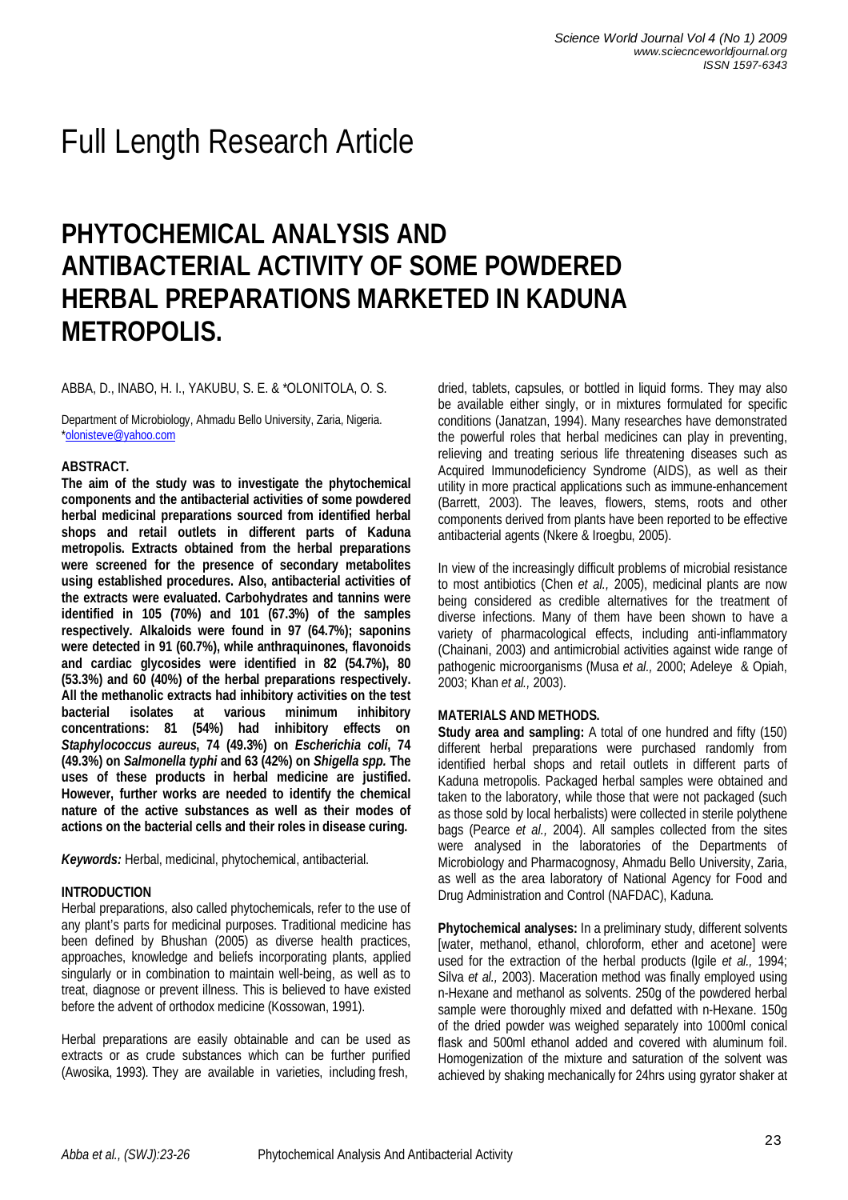# Full Length Research Article

## PHYTOCHEMICAL ANALYSIS AND ANTIBACTERIAL ACTIVITY OF SOME POWDERED HERBAL PREPARATIONS MARKETED IN KADUNA METROPOLIS.

ABBA, D., INABO, H. I., YAKUBU, S. E. & *OLONITOLA, O. S.

Department of Microbiology, Ahmadu Bello University, Zaria, Nigeria.
*olonisteve@yahoo.com

### ABSTRACT.

**The aim of the study was to investigate the phytochemical components and the antibacterial activities of some powdered herbal medicinal preparations sourced from identified herbal shops and retail outlets in different parts of Kaduna metropolis. Extracts obtained from the herbal preparations were screened for the presence of secondary metabolites using established procedures. Also, antibacterial activities of the extracts were evaluated. Carbohydrates and tannins were identified in 105 (70%) and 101 (67.3%) of the samples respectively. Alkaloids were found in 97 (64.7%); saponins were detected in 91 (60.7%), while anthraquinones, flavonoids and cardiac glycosides were identified in 82 (54.7%), 80 (53.3%) and 60 (40%) of the herbal preparations respectively. All the methanolic extracts had inhibitory activities on the test bacterial isolates at various minimum inhibitory concentrations: 81 (54%) had inhibitory effects on *Staphylococcus aureus*, 74 (49.3%) on *Escherichia coli*, 74 (49.3%) on *Salmonella typhi* and 63 (42%) on *Shigella spp.* The uses of these products in herbal medicine are justified. However, further works are needed to identify the chemical nature of the active substances as well as their modes of actions on the bacterial cells and their roles in disease curing.**

***Keywords:*** Herbal, medicinal, phytochemical, antibacterial.

### INTRODUCTION

Herbal preparations, also called phytochemicals, refer to the use of any plant's parts for medicinal purposes. Traditional medicine has been defined by Bhushan (2005) as diverse health practices, approaches, knowledge and beliefs incorporating plants, applied singularly or in combination to maintain well-being, as well as to treat, diagnose or prevent illness. This is believed to have existed before the advent of orthodox medicine (Kossowan, 1991).

Herbal preparations are easily obtainable and can be used as extracts or as crude substances which can be further purified (Awosika, 1993). They are available in varieties, including fresh, dried, tablets, capsules, or bottled in liquid forms. They may also be available either singly, or in mixtures formulated for specific conditions (Janatzan, 1994). Many researches have demonstrated the powerful roles that herbal medicines can play in preventing, relieving and treating serious life threatening diseases such as Acquired Immunodeficiency Syndrome (AIDS), as well as their utility in more practical applications such as immune-enhancement (Barrett, 2003). The leaves, flowers, stems, roots and other components derived from plants have been reported to be effective antibacterial agents (Nkere & Iroegbu, 2005).

In view of the increasingly difficult problems of microbial resistance to most antibiotics (Chen *et al.,* 2005), medicinal plants are now being considered as credible alternatives for the treatment of diverse infections. Many of them have been shown to have a variety of pharmacological effects, including anti-inflammatory (Chainani, 2003) and antimicrobial activities against wide range of pathogenic microorganisms (Musa *et al.,* 2000; Adeleye & Opiah, 2003; Khan *et al.,* 2003).

### MATERIALS AND METHODS.

**Study area and sampling:** A total of one hundred and fifty (150) different herbal preparations were purchased randomly from identified herbal shops and retail outlets in different parts of Kaduna metropolis. Packaged herbal samples were obtained and taken to the laboratory, while those that were not packaged (such as those sold by local herbalists) were collected in sterile polythene bags (Pearce *et al.,* 2004). All samples collected from the sites were analysed in the laboratories of the Departments of Microbiology and Pharmacognosy, Ahmadu Bello University, Zaria, as well as the area laboratory of National Agency for Food and Drug Administration and Control (NAFDAC), Kaduna.

**Phytochemical analyses:** In a preliminary study, different solvents [water, methanol, ethanol, chloroform, ether and acetone] were used for the extraction of the herbal products (Igile *et al.,* 1994; Silva *et al.,* 2003). Maceration method was finally employed using n-Hexane and methanol as solvents. 250g of the powdered herbal sample were thoroughly mixed and defatted with n-Hexane. 150g of the dried powder was weighed separately into 1000ml conical flask and 500ml ethanol added and covered with aluminum foil. Homogenization of the mixture and saturation of the solvent was achieved by shaking mechanically for 24hrs using gyrator shaker at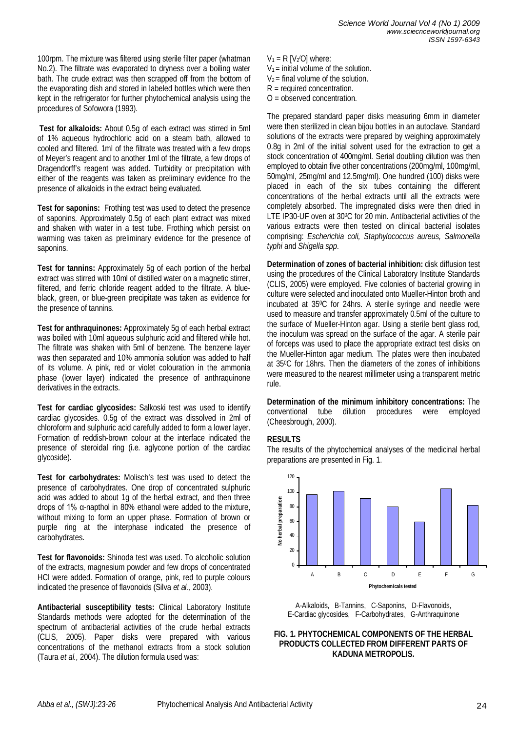100rpm. The mixture was filtered using sterile filter paper (whatman No.2). The filtrate was evaporated to dryness over a boiling water bath. The crude extract was then scrapped off from the bottom of the evaporating dish and stored in labeled bottles which were then kept in the refrigerator for further phytochemical analysis using the procedures of Sofowora (1993).

**Test for alkaloids:** About 0.5g of each extract was stirred in 5ml of 1% aqueous hydrochloric acid on a steam bath, allowed to cooled and filtered. 1ml of the filtrate was treated with a few drops of Meyer's reagent and to another 1ml of the filtrate, a few drops of Dragendorff's reagent was added. Turbidity or precipitation with either of the reagents was taken as preliminary evidence fro the presence of alkaloids in the extract being evaluated.

**Test for saponins:** Frothing test was used to detect the presence of saponins. Approximately 0.5g of each plant extract was mixed and shaken with water in a test tube. Frothing which persist on warming was taken as preliminary evidence for the presence of saponins.

**Test for tannins:** Approximately 5g of each portion of the herbal extract was stirred with 10ml of distilled water on a magnetic stirrer, filtered, and ferric chloride reagent added to the filtrate. A blue-black, green, or blue-green precipitate was taken as evidence for the presence of tannins.

**Test for anthraquinones:** Approximately 5g of each herbal extract was boiled with 10ml aqueous sulphuric acid and filtered while hot. The filtrate was shaken with 5ml of benzene. The benzene layer was then separated and 10% ammonia solution was added to half of its volume. A pink, red or violet colouration in the ammonia phase (lower layer) indicated the presence of anthraquinone derivatives in the extracts.

**Test for cardiac glycosides:** Salkoski test was used to identify cardiac glycosides. 0.5g of the extract was dissolved in 2ml of chloroform and sulphuric acid carefully added to form a lower layer. Formation of reddish-brown colour at the interface indicated the presence of steroidal ring (i.e. aglycone portion of the cardiac glycoside).

**Test for carbohydrates:** Molisch's test was used to detect the presence of carbohydrates. One drop of concentrated sulphuric acid was added to about 1g of the herbal extract, and then three drops of 1% α-napthol in 80% ethanol were added to the mixture, without mixing to form an upper phase. Formation of brown or purple ring at the interphase indicated the presence of carbohydrates.

**Test for flavonoids:** Shinoda test was used. To alcoholic solution of the extracts, magnesium powder and few drops of concentrated HCl were added. Formation of orange, pink, red to purple colours indicated the presence of flavonoids (Silva *et al.,* 2003).

**Antibacterial susceptibility tests:** Clinical Laboratory Institute Standards methods were adopted for the determination of the spectrum of antibacterial activities of the crude herbal extracts (CLIS, 2005). Paper disks were prepared with various concentrations of the methanol extracts from a stock solution (Taura *et al.,* 2004). The dilution formula used was:

$V_1 = R\,[V_2/O]$ where:
$V_1$ = initial volume of the solution.
$V_2$ = final volume of the solution.
R = required concentration.
O = observed concentration.

The prepared standard paper disks measuring 6mm in diameter were then sterilized in clean bijou bottles in an autoclave. Standard solutions of the extracts were prepared by weighing approximately 0.8g in 2ml of the initial solvent used for the extraction to get a stock concentration of 400mg/ml. Serial doubling dilution was then employed to obtain five other concentrations (200mg/ml, 100mg/ml, 50mg/ml, 25mg/ml and 12.5mg/ml). One hundred (100) disks were placed in each of the six tubes containing the different concentrations of the herbal extracts until all the extracts were completely absorbed. The impregnated disks were then dried in LTE IP30-UF oven at 30⁰C for 20 min. Antibacterial activities of the various extracts were then tested on clinical bacterial isolates comprising: *Escherichia coli, Staphylococcus aureus, Salmonella typhi* and *Shigella spp*.

**Determination of zones of bacterial inhibition:** disk diffusion test using the procedures of the Clinical Laboratory Institute Standards (CLIS, 2005) were employed. Five colonies of bacterial growing in culture were selected and inoculated onto Mueller-Hinton broth and incubated at 35⁰C for 24hrs. A sterile syringe and needle were used to measure and transfer approximately 0.5ml of the culture to the surface of Mueller-Hinton agar. Using a sterile bent glass rod, the inoculum was spread on the surface of the agar. A sterile pair of forceps was used to place the appropriate extract test disks on the Mueller-Hinton agar medium. The plates were then incubated at 35⁰C for 18hrs. Then the diameters of the zones of inhibitions were measured to the nearest millimeter using a transparent metric rule.

**Determination of the minimum inhibitory concentrations:** The conventional tube dilution procedures were employed (Cheesbrough, 2000).

## RESULTS

The results of the phytochemical analyses of the medicinal herbal preparations are presented in Fig. 1.

A-Alkaloids, B-Tannins, C-Saponins, D-Flavonoids, E-Cardiac glycosides, F-Carbohydrates, G-Anthraquinone

**FIG. 1. PHYTOCHEMICAL COMPONENTS OF THE HERBAL PRODUCTS COLLECTED FROM DIFFERENT PARTS OF KADUNA METROPOLIS.**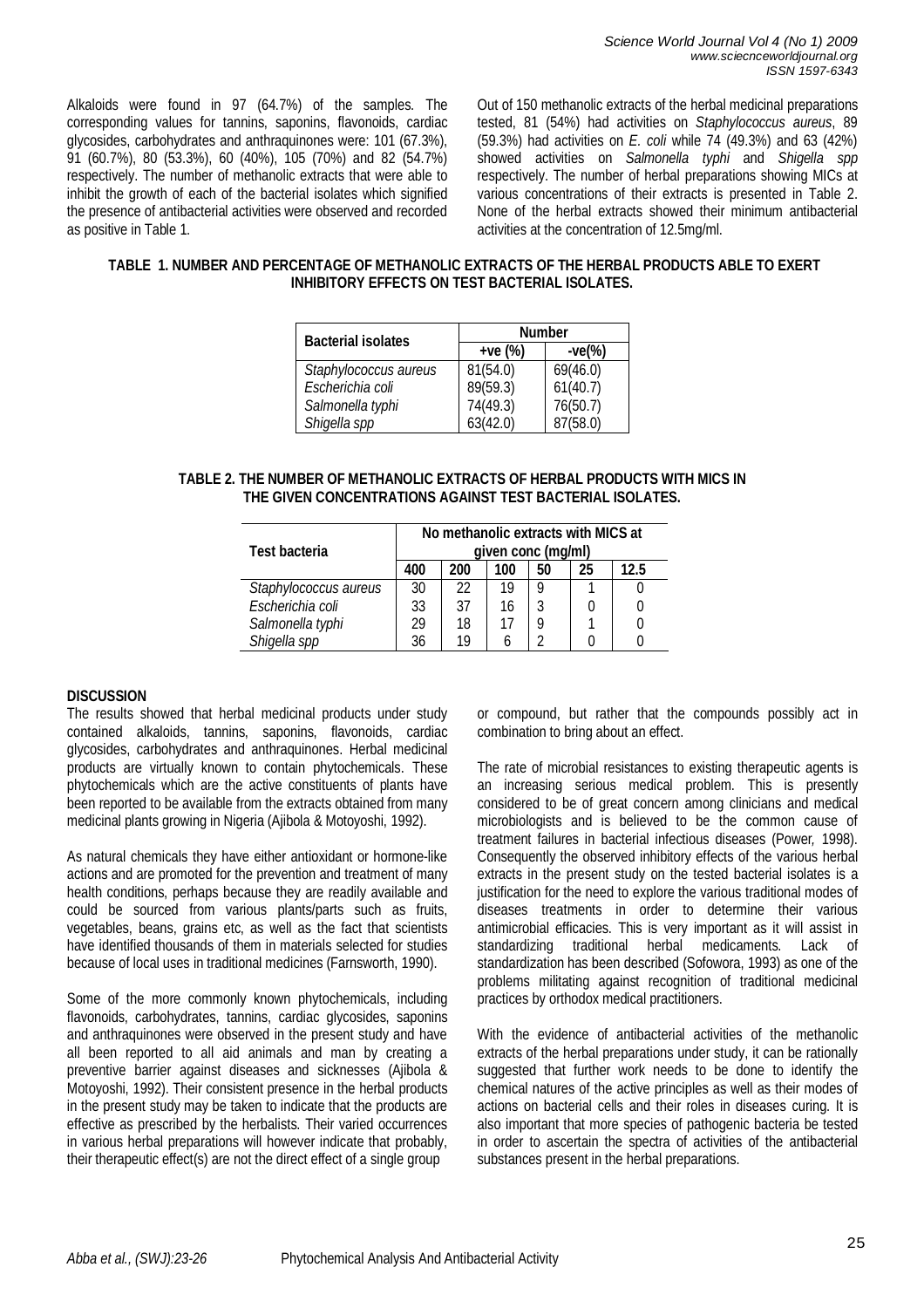Alkaloids were found in 97 (64.7%) of the samples. The corresponding values for tannins, saponins, flavonoids, cardiac glycosides, carbohydrates and anthraquinones were: 101 (67.3%), 91 (60.7%), 80 (53.3%), 60 (40%), 105 (70%) and 82 (54.7%) respectively. The number of methanolic extracts that were able to inhibit the growth of each of the bacterial isolates which signified the presence of antibacterial activities were observed and recorded as positive in Table 1.

Out of 150 methanolic extracts of the herbal medicinal preparations tested, 81 (54%) had activities on *Staphylococcus aureus*, 89 (59.3%) had activities on *E. coli* while 74 (49.3%) and 63 (42%) showed activities on *Salmonella typhi* and *Shigella spp* respectively. The number of herbal preparations showing MICs at various concentrations of their extracts is presented in Table 2. None of the herbal extracts showed their minimum antibacterial activities at the concentration of 12.5mg/ml.

**TABLE 1. NUMBER AND PERCENTAGE OF METHANOLIC EXTRACTS OF THE HERBAL PRODUCTS ABLE TO EXERT INHIBITORY EFFECTS ON TEST BACTERIAL ISOLATES.**

| Bacterial isolates | Number | |
|---|---|---|
| | +ve (%) | -ve(%) |
| *Staphylococcus aureus* | 81(54.0) | 69(46.0) |
| *Escherichia coli* | 89(59.3) | 61(40.7) |
| *Salmonella typhi* | 74(49.3) | 76(50.7) |
| *Shigella spp* | 63(42.0) | 87(58.0) |

**TABLE 2. THE NUMBER OF METHANOLIC EXTRACTS OF HERBAL PRODUCTS WITH MICS IN THE GIVEN CONCENTRATIONS AGAINST TEST BACTERIAL ISOLATES.**

| Test bacteria | No methanolic extracts with MICS at given conc (mg/ml) | | | | | |
|---|---|---|---|---|---|---|
| | 400 | 200 | 100 | 50 | 25 | 12.5 |
| *Staphylococcus aureus* | 30 | 22 | 19 | 9 | 1 | 0 |
| *Escherichia coli* | 33 | 37 | 16 | 3 | 0 | 0 |
| *Salmonella typhi* | 29 | 18 | 17 | 9 | 1 | 0 |
| *Shigella spp* | 36 | 19 | 6 | 2 | 0 | 0 |

**DISCUSSION**

The results showed that herbal medicinal products under study contained alkaloids, tannins, saponins, flavonoids, cardiac glycosides, carbohydrates and anthraquinones. Herbal medicinal products are virtually known to contain phytochemicals. These phytochemicals which are the active constituents of plants have been reported to be available from the extracts obtained from many medicinal plants growing in Nigeria (Ajibola & Motoyoshi, 1992).

As natural chemicals they have either antioxidant or hormone-like actions and are promoted for the prevention and treatment of many health conditions, perhaps because they are readily available and could be sourced from various plants/parts such as fruits, vegetables, beans, grains etc, as well as the fact that scientists have identified thousands of them in materials selected for studies because of local uses in traditional medicines (Farnsworth, 1990).

Some of the more commonly known phytochemicals, including flavonoids, carbohydrates, tannins, cardiac glycosides, saponins and anthraquinones were observed in the present study and have all been reported to all aid animals and man by creating a preventive barrier against diseases and sicknesses (Ajibola & Motoyoshi, 1992). Their consistent presence in the herbal products in the present study may be taken to indicate that the products are effective as prescribed by the herbalists. Their varied occurrences in various herbal preparations will however indicate that probably, their therapeutic effect(s) are not the direct effect of a single group or compound, but rather that the compounds possibly act in combination to bring about an effect.

The rate of microbial resistances to existing therapeutic agents is an increasing serious medical problem. This is presently considered to be of great concern among clinicians and medical microbiologists and is believed to be the common cause of treatment failures in bacterial infectious diseases (Power, 1998). Consequently the observed inhibitory effects of the various herbal extracts in the present study on the tested bacterial isolates is a justification for the need to explore the various traditional modes of diseases treatments in order to determine their various antimicrobial efficacies. This is very important as it will assist in standardizing traditional herbal medicaments. Lack of standardization has been described (Sofowora, 1993) as one of the problems militating against recognition of traditional medicinal practices by orthodox medical practitioners.

With the evidence of antibacterial activities of the methanolic extracts of the herbal preparations under study, it can be rationally suggested that further work needs to be done to identify the chemical natures of the active principles as well as their modes of actions on bacterial cells and their roles in diseases curing. It is also important that more species of pathogenic bacteria be tested in order to ascertain the spectra of activities of the antibacterial substances present in the herbal preparations.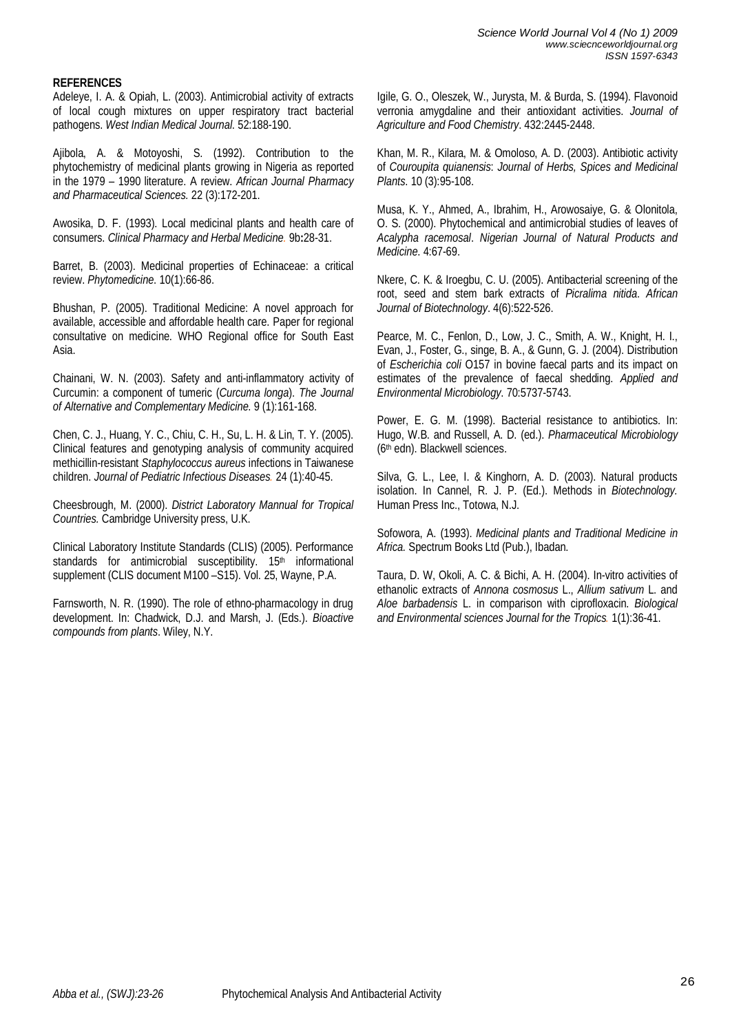**REFERENCES**

Adeleye, I. A. & Opiah, L. (2003). Antimicrobial activity of extracts of local cough mixtures on upper respiratory tract bacterial pathogens. *West Indian Medical Journal*. 52:188-190.

Ajibola, A. & Motoyoshi, S. (1992). Contribution to the phytochemistry of medicinal plants growing in Nigeria as reported in the 1979 – 1990 literature. A review. *African Journal Pharmacy and Pharmaceutical Sciences.* 22 (3):172-201.

Awosika, D. F. (1993). Local medicinal plants and health care of consumers. *Clinical Pharmacy and Herbal Medicine*. 9b**:**28-31.

Barret, B. (2003). Medicinal properties of Echinaceae: a critical review. *Phytomedicine.* 10(1):66-86.

Bhushan, P. (2005). Traditional Medicine: A novel approach for available, accessible and affordable health care. Paper for regional consultative on medicine. WHO Regional office for South East Asia.

Chainani, W. N. (2003). Safety and anti-inflammatory activity of Curcumin: a component of tumeric (*Curcuma longa*). *The Journal of Alternative and Complementary Medicine.* 9 (1):161-168.

Chen, C. J., Huang, Y. C., Chiu, C. H., Su, L. H. & Lin, T. Y. (2005). Clinical features and genotyping analysis of community acquired methicillin-resistant *Staphylococcus aureus* infections in Taiwanese children. *Journal of Pediatric Infectious Diseases*. 24 (1):40-45.

Cheesbrough, M. (2000). *District Laboratory Mannual for Tropical Countries.* Cambridge University press, U.K.

Clinical Laboratory Institute Standards (CLIS) (2005). Performance standards for antimicrobial susceptibility. 15th informational supplement (CLIS document M100 –S15). Vol. 25, Wayne, P.A.

Farnsworth, N. R. (1990). The role of ethno-pharmacology in drug development. In: Chadwick, D.J. and Marsh, J. (Eds.). *Bioactive compounds from plants*. Wiley, N.Y.

Igile, G. O., Oleszek, W., Jurysta, M. & Burda, S. (1994). Flavonoid verronia amygdaline and their antioxidant activities. *Journal of Agriculture and Food Chemistry*. 432:2445-2448.

Khan, M. R., Kilara, M. & Omoloso, A. D. (2003). Antibiotic activity of *Couroupita quianensis*: *Journal of Herbs, Spices and Medicinal Plants*. 10 (3):95-108.

Musa, K. Y., Ahmed, A., Ibrahim, H., Arowosaiye, G. & Olonitola, O. S. (2000). Phytochemical and antimicrobial studies of leaves of *Acalypha racemosal*. *Nigerian Journal of Natural Products and Medicine*. 4:67-69.

Nkere, C. K. & Iroegbu, C. U. (2005). Antibacterial screening of the root, seed and stem bark extracts of *Picralima nitida*. *African Journal of Biotechnology*. 4(6):522-526.

Pearce, M. C., Fenlon, D., Low, J. C., Smith, A. W., Knight, H. I., Evan, J., Foster, G., singe, B. A., & Gunn, G. J. (2004). Distribution of *Escherichia coli* O157 in bovine faecal parts and its impact on estimates of the prevalence of faecal shedding. *Applied and Environmental Microbiology*. 70:5737-5743.

Power, E. G. M. (1998). Bacterial resistance to antibiotics. In: Hugo, W.B. and Russell, A. D. (ed.). *Pharmaceutical Microbiology* (6th edn). Blackwell sciences.

Silva, G. L., Lee, I. & Kinghorn, A. D. (2003). Natural products isolation. In Cannel, R. J. P. (Ed.). Methods in *Biotechnology.* Human Press Inc., Totowa, N.J.

Sofowora, A. (1993). *Medicinal plants and Traditional Medicine in Africa.* Spectrum Books Ltd (Pub.), Ibadan.

Taura, D. W, Okoli, A. C. & Bichi, A. H. (2004). In-vitro activities of ethanolic extracts of *Annona cosmosus* L., *Allium sativum* L. and *Aloe barbadensis* L. in comparison with ciprofloxacin. *Biological and Environmental sciences Journal for the Tropics*. 1(1):36-41.